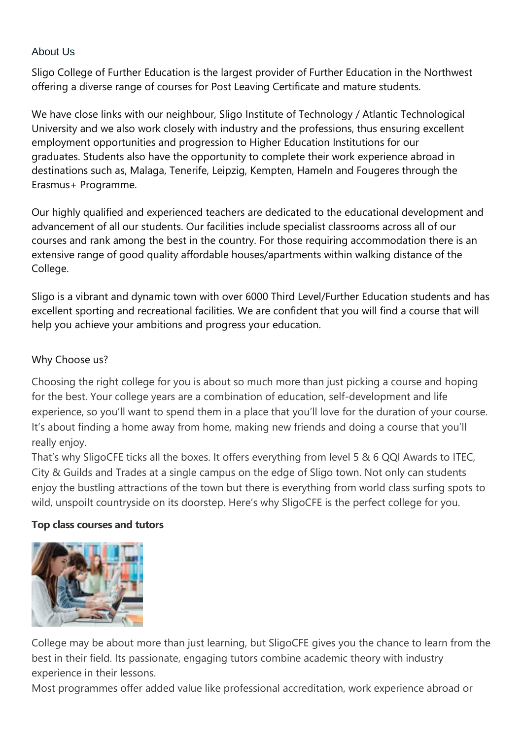## About Us

Sligo College of Further Education is the largest provider of Further Education in the Northwest offering a diverse range of courses for Post Leaving Certificate and mature students.

We have close links with our neighbour, Sligo Institute of Technology / Atlantic Technological University and we also work closely with industry and the professions, thus ensuring excellent employment opportunities and progression to Higher Education Institutions for our graduates. Students also have the opportunity to complete their work experience abroad in destinations such as, Malaga, Tenerife, Leipzig, Kempten, Hameln and Fougeres through the Erasmus+ Programme.

Our highly qualified and experienced teachers are dedicated to the educational development and advancement of all our students. Our facilities include specialist classrooms across all of our courses and rank among the best in the country. For those requiring accommodation there is an extensive range of good quality affordable houses/apartments within walking distance of the College.

Sligo is a vibrant and dynamic town with over 6000 Third Level/Further Education students and has excellent sporting and recreational facilities. We are confident that you will find a course that will help you achieve your ambitions and progress your education.

## Why Choose us?

Choosing the right college for you is about so much more than just picking a course and hoping for the best. Your college years are a combination of education, self-development and life experience, so you'll want to spend them in a place that you'll love for the duration of your course. It's about finding a home away from home, making new friends and doing a course that you'll really enjoy.

That's why SligoCFE ticks all the boxes. It offers everything from level 5 & 6 QQI Awards to ITEC, City & Guilds and Trades at a single campus on the edge of Sligo town. Not only can students enjoy the bustling attractions of the town but there is everything from world class surfing spots to wild, unspoilt countryside on its doorstep. Here's why SligoCFE is the perfect college for you.

**Top class courses and tutors**

College may be about more than just learning, but SligoCFE gives you the chance to learn from the best in their field. Its passionate, engaging tutors combine academic theory with industry experience in their lessons.

Most programmes offer added value like professional accreditation, work experience abroad or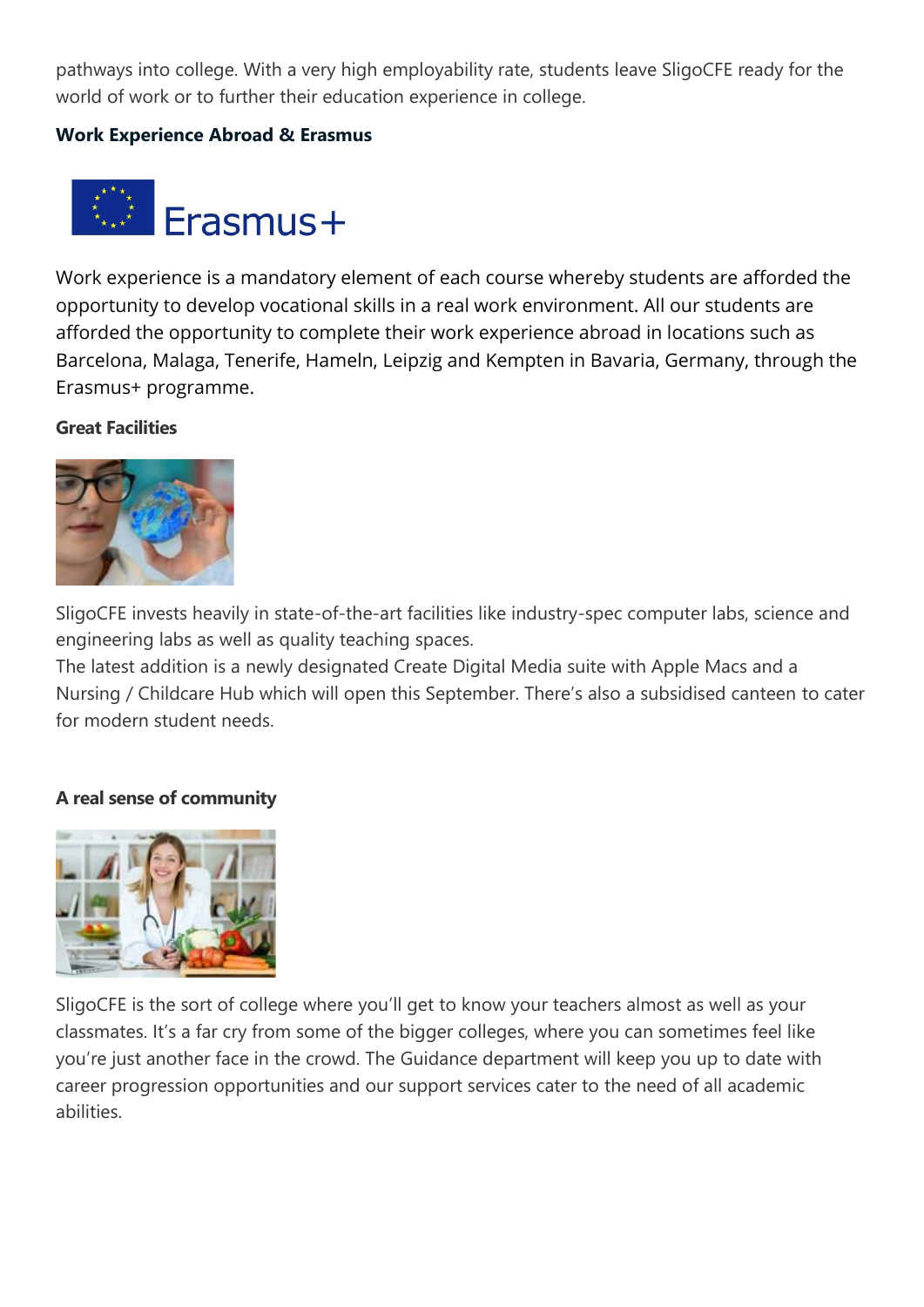pathways into college. With a very high employability rate, students leave SligoCFE ready for the world of work or to further their education experience in college.

**Work Experience Abroad & Erasmus**

Work experience is a mandatory element of each course whereby students are afforded the opportunity to develop vocational skills in a real work environment. All our students are afforded the opportunity to complete their work experience abroad in locations such as Barcelona, Malaga, Tenerife, Hameln, Leipzig and Kempten in Bavaria, Germany, through the Erasmus+ programme.

**Great Facilities**

SligoCFE invests heavily in state-of-the-art facilities like industry-spec computer labs, science and engineering labs as well as quality teaching spaces.
The latest addition is a newly designated Create Digital Media suite with Apple Macs and a Nursing / Childcare Hub which will open this September. There's also a subsidised canteen to cater for modern student needs.

**A real sense of community**

SligoCFE is the sort of college where you'll get to know your teachers almost as well as your classmates. It's a far cry from some of the bigger colleges, where you can sometimes feel like you're just another face in the crowd. The Guidance department will keep you up to date with career progression opportunities and our support services cater to the need of all academic abilities.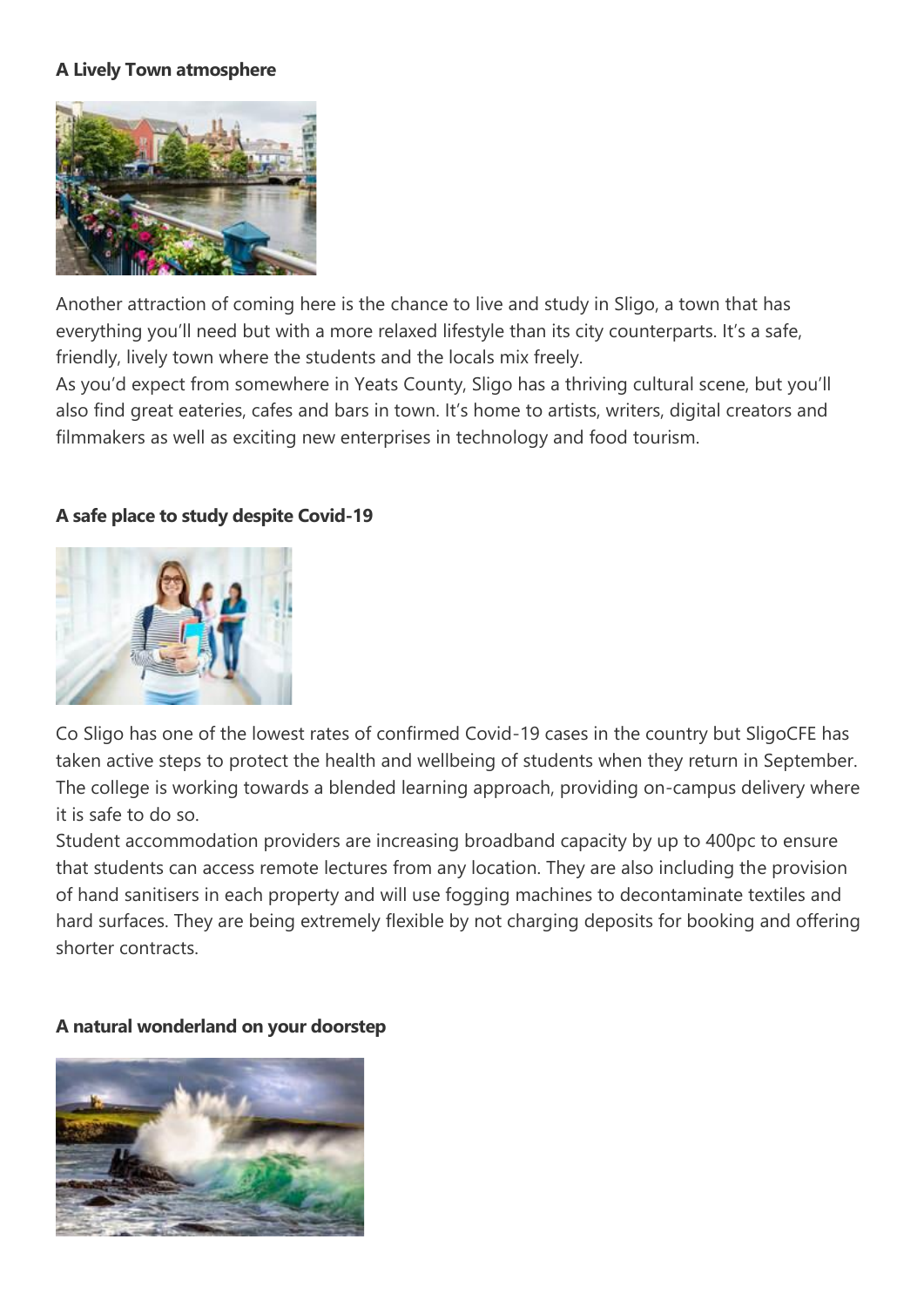**A Lively Town atmosphere**

Another attraction of coming here is the chance to live and study in Sligo, a town that has everything you'll need but with a more relaxed lifestyle than its city counterparts. It's a safe, friendly, lively town where the students and the locals mix freely.
As you'd expect from somewhere in Yeats County, Sligo has a thriving cultural scene, but you'll also find great eateries, cafes and bars in town. It's home to artists, writers, digital creators and filmmakers as well as exciting new enterprises in technology and food tourism.

**A safe place to study despite Covid-19**

Co Sligo has one of the lowest rates of confirmed Covid-19 cases in the country but SligoCFE has taken active steps to protect the health and wellbeing of students when they return in September. The college is working towards a blended learning approach, providing on-campus delivery where it is safe to do so.
Student accommodation providers are increasing broadband capacity by up to 400pc to ensure that students can access remote lectures from any location. They are also including the provision of hand sanitisers in each property and will use fogging machines to decontaminate textiles and hard surfaces. They are being extremely flexible by not charging deposits for booking and offering shorter contracts.

**A natural wonderland on your doorstep**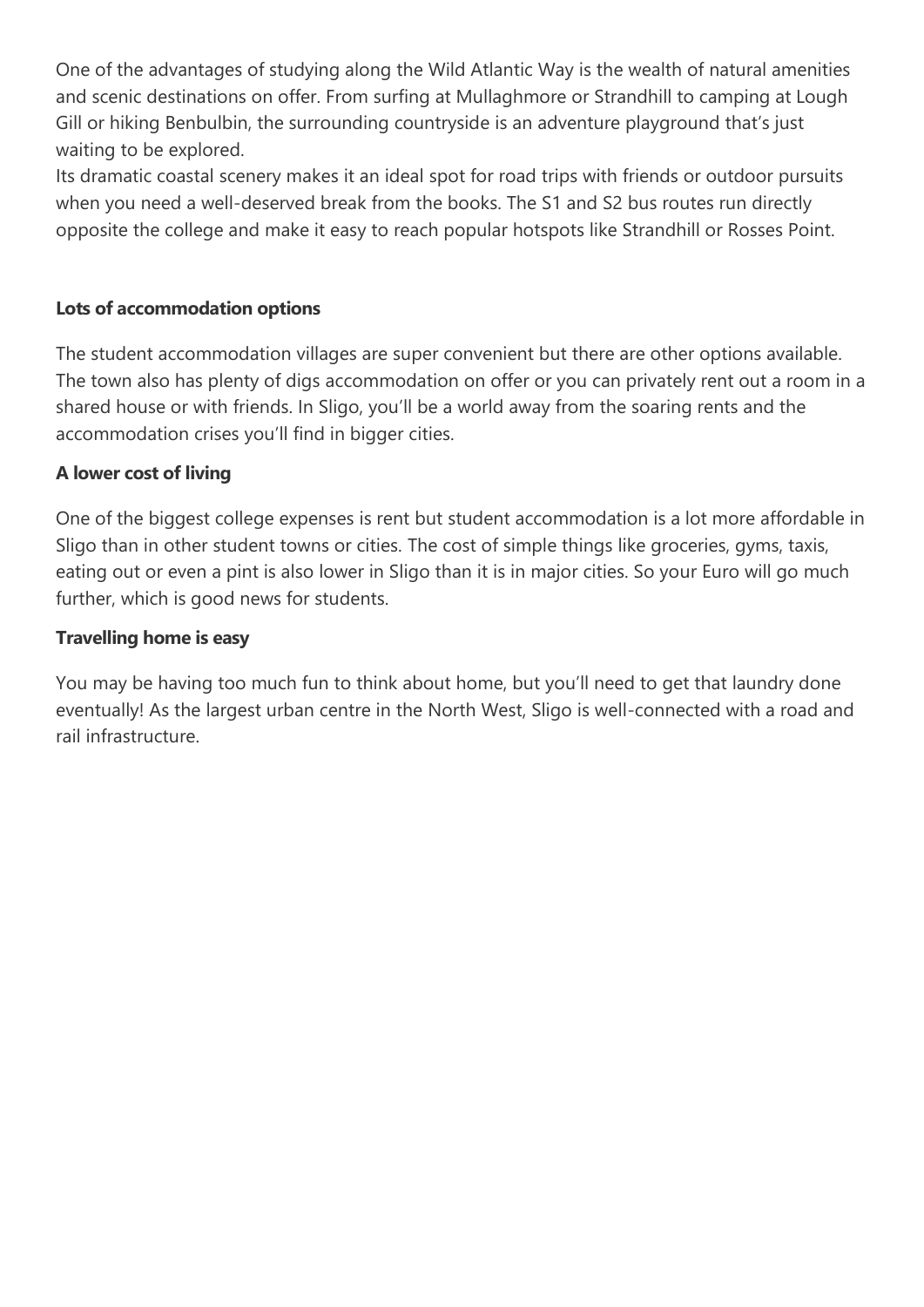One of the advantages of studying along the Wild Atlantic Way is the wealth of natural amenities and scenic destinations on offer. From surfing at Mullaghmore or Strandhill to camping at Lough Gill or hiking Benbulbin, the surrounding countryside is an adventure playground that's just waiting to be explored.
Its dramatic coastal scenery makes it an ideal spot for road trips with friends or outdoor pursuits when you need a well-deserved break from the books. The S1 and S2 bus routes run directly opposite the college and make it easy to reach popular hotspots like Strandhill or Rosses Point.

**Lots of accommodation options**

The student accommodation villages are super convenient but there are other options available. The town also has plenty of digs accommodation on offer or you can privately rent out a room in a shared house or with friends. In Sligo, you'll be a world away from the soaring rents and the accommodation crises you'll find in bigger cities.

**A lower cost of living**

One of the biggest college expenses is rent but student accommodation is a lot more affordable in Sligo than in other student towns or cities. The cost of simple things like groceries, gyms, taxis, eating out or even a pint is also lower in Sligo than it is in major cities. So your Euro will go much further, which is good news for students.

**Travelling home is easy**

You may be having too much fun to think about home, but you'll need to get that laundry done eventually! As the largest urban centre in the North West, Sligo is well-connected with a road and rail infrastructure.